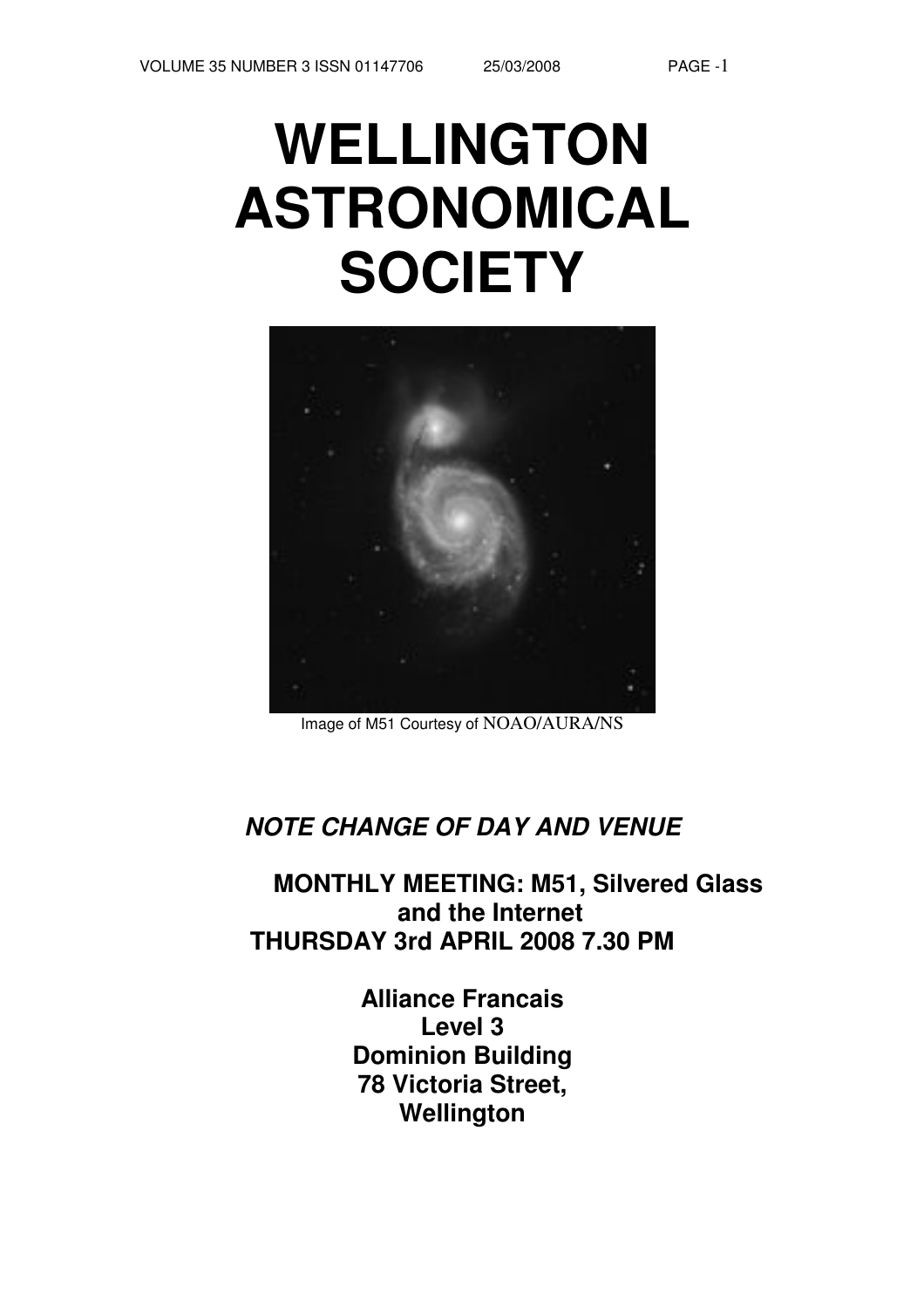# WELLINGTON ASTRONOMICAL SOCIETY

Image of M51 Courtesy of NOAO/AURA/NS

***NOTE CHANGE OF DAY AND VENUE***

**MONTHLY MEETING: M51, Silvered Glass and the Internet**
**THURSDAY 3rd APRIL 2008 7.30 PM**

**Alliance Francais**
**Level 3**
**Dominion Building**
**78 Victoria Street,**
**Wellington**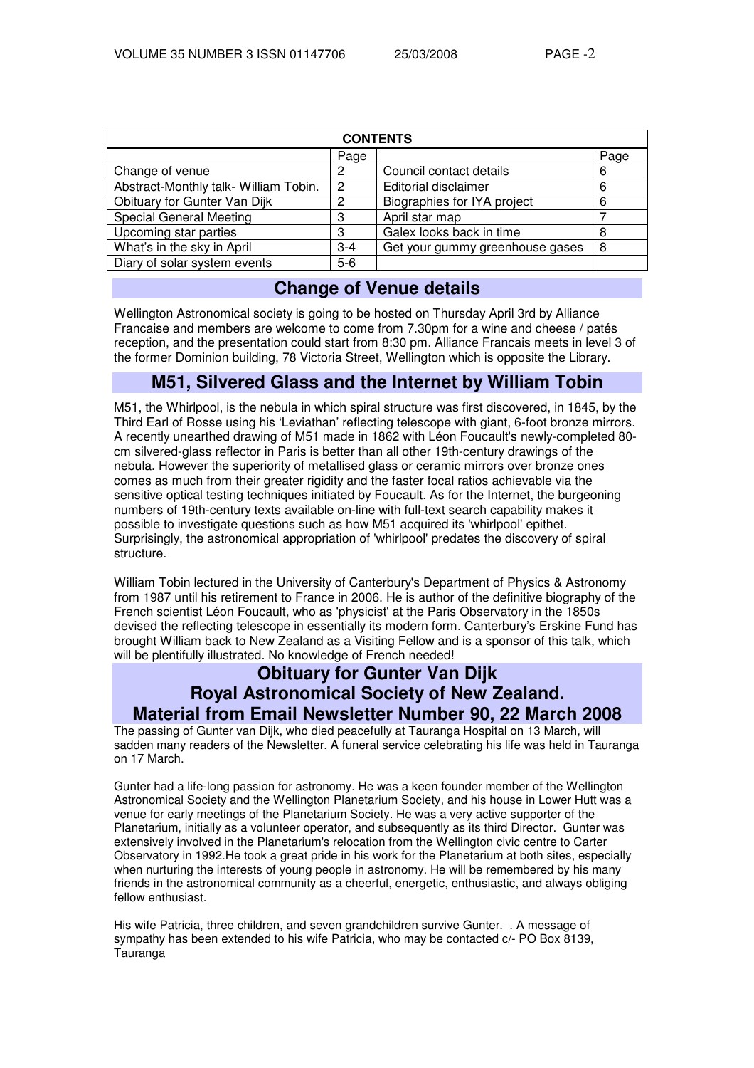| CONTENTS | | | |
|---|---|---|---|
| | Page | | Page |
| Change of venue | 2 | Council contact details | 6 |
| Abstract-Monthly talk- William Tobin. | 2 | Editorial disclaimer | 6 |
| Obituary for Gunter Van Dijk | 2 | Biographies for IYA project | 6 |
| Special General Meeting | 3 | April star map | 7 |
| Upcoming star parties | 3 | Galex looks back in time | 8 |
| What's in the sky in April | 3-4 | Get your gummy greenhouse gases | 8 |
| Diary of solar system events | 5-6 | | |

## Change of Venue details

Wellington Astronomical society is going to be hosted on Thursday April 3rd by Alliance Francaise and members are welcome to come from 7.30pm for a wine and cheese / patés reception, and the presentation could start from 8:30 pm. Alliance Francais meets in level 3 of the former Dominion building, 78 Victoria Street, Wellington which is opposite the Library.

## M51, Silvered Glass and the Internet by William Tobin

M51, the Whirlpool, is the nebula in which spiral structure was first discovered, in 1845, by the Third Earl of Rosse using his 'Leviathan' reflecting telescope with giant, 6-foot bronze mirrors. A recently unearthed drawing of M51 made in 1862 with Léon Foucault's newly-completed 80-cm silvered-glass reflector in Paris is better than all other 19th-century drawings of the nebula. However the superiority of metallised glass or ceramic mirrors over bronze ones comes as much from their greater rigidity and the faster focal ratios achievable via the sensitive optical testing techniques initiated by Foucault. As for the Internet, the burgeoning numbers of 19th-century texts available on-line with full-text search capability makes it possible to investigate questions such as how M51 acquired its 'whirlpool' epithet. Surprisingly, the astronomical appropriation of 'whirlpool' predates the discovery of spiral structure.

William Tobin lectured in the University of Canterbury's Department of Physics & Astronomy from 1987 until his retirement to France in 2006. He is author of the definitive biography of the French scientist Léon Foucault, who as 'physicist' at the Paris Observatory in the 1850s devised the reflecting telescope in essentially its modern form. Canterbury's Erskine Fund has brought William back to New Zealand as a Visiting Fellow and is a sponsor of this talk, which will be plentifully illustrated. No knowledge of French needed!

## Obituary for Gunter Van Dijk
## Royal Astronomical Society of New Zealand.
## Material from Email Newsletter Number 90, 22 March 2008

The passing of Gunter van Dijk, who died peacefully at Tauranga Hospital on 13 March, will sadden many readers of the Newsletter. A funeral service celebrating his life was held in Tauranga on 17 March.

Gunter had a life-long passion for astronomy. He was a keen founder member of the Wellington Astronomical Society and the Wellington Planetarium Society, and his house in Lower Hutt was a venue for early meetings of the Planetarium Society. He was a very active supporter of the Planetarium, initially as a volunteer operator, and subsequently as its third Director. Gunter was extensively involved in the Planetarium's relocation from the Wellington civic centre to Carter Observatory in 1992.He took a great pride in his work for the Planetarium at both sites, especially when nurturing the interests of young people in astronomy. He will be remembered by his many friends in the astronomical community as a cheerful, energetic, enthusiastic, and always obliging fellow enthusiast.

His wife Patricia, three children, and seven grandchildren survive Gunter. . A message of sympathy has been extended to his wife Patricia, who may be contacted c/- PO Box 8139, Tauranga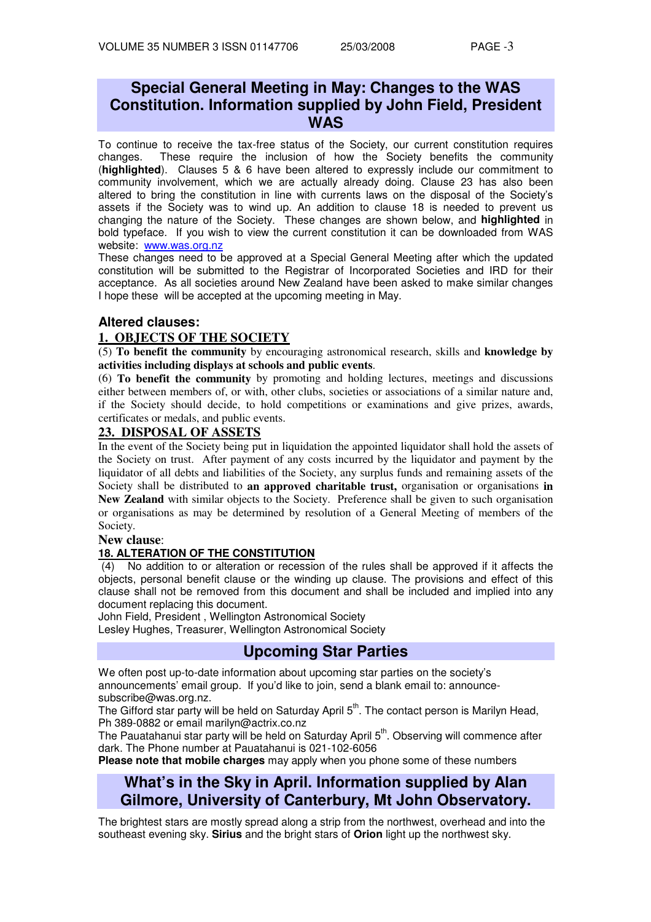## Special General Meeting in May: Changes to the WAS Constitution. Information supplied by John Field, President WAS

To continue to receive the tax-free status of the Society, our current constitution requires changes. These require the inclusion of how the Society benefits the community (**highlighted**). Clauses 5 & 6 have been altered to expressly include our commitment to community involvement, which we are actually already doing. Clause 23 has also been altered to bring the constitution in line with currents laws on the disposal of the Society's assets if the Society was to wind up. An addition to clause 18 is needed to prevent us changing the nature of the Society. These changes are shown below, and **highlighted** in bold typeface. If you wish to view the current constitution it can be downloaded from WAS website: www.was.org.nz

These changes need to be approved at a Special General Meeting after which the updated constitution will be submitted to the Registrar of Incorporated Societies and IRD for their acceptance. As all societies around New Zealand have been asked to make similar changes I hope these will be accepted at the upcoming meeting in May.

### Altered clauses:

#### 1. OBJECTS OF THE SOCIETY

(5) **To benefit the community** by encouraging astronomical research, skills and **knowledge by activities including displays at schools and public events**.

(6) **To benefit the community** by promoting and holding lectures, meetings and discussions either between members of, or with, other clubs, societies or associations of a similar nature and, if the Society should decide, to hold competitions or examinations and give prizes, awards, certificates or medals, and public events.

#### 23. DISPOSAL OF ASSETS

In the event of the Society being put in liquidation the appointed liquidator shall hold the assets of the Society on trust. After payment of any costs incurred by the liquidator and payment by the liquidator of all debts and liabilities of the Society, any surplus funds and remaining assets of the Society shall be distributed to **an approved charitable trust,** organisation or organisations **in New Zealand** with similar objects to the Society. Preference shall be given to such organisation or organisations as may be determined by resolution of a General Meeting of members of the Society.

**New clause**:

#### 18. ALTERATION OF THE CONSTITUTION

(4) No addition to or alteration or recession of the rules shall be approved if it affects the objects, personal benefit clause or the winding up clause. The provisions and effect of this clause shall not be removed from this document and shall be included and implied into any document replacing this document.

John Field, President , Wellington Astronomical Society
Lesley Hughes, Treasurer, Wellington Astronomical Society

## Upcoming Star Parties

We often post up-to-date information about upcoming star parties on the society's announcements' email group. If you'd like to join, send a blank email to: announce-subscribe@was.org.nz.

The Gifford star party will be held on Saturday April 5th. The contact person is Marilyn Head, Ph 389-0882 or email marilyn@actrix.co.nz

The Pauatahanui star party will be held on Saturday April 5th. Observing will commence after dark. The Phone number at Pauatahanui is 021-102-6056

**Please note that mobile charges** may apply when you phone some of these numbers

## What's in the Sky in April. Information supplied by Alan Gilmore, University of Canterbury, Mt John Observatory.

The brightest stars are mostly spread along a strip from the northwest, overhead and into the southeast evening sky. **Sirius** and the bright stars of **Orion** light up the northwest sky.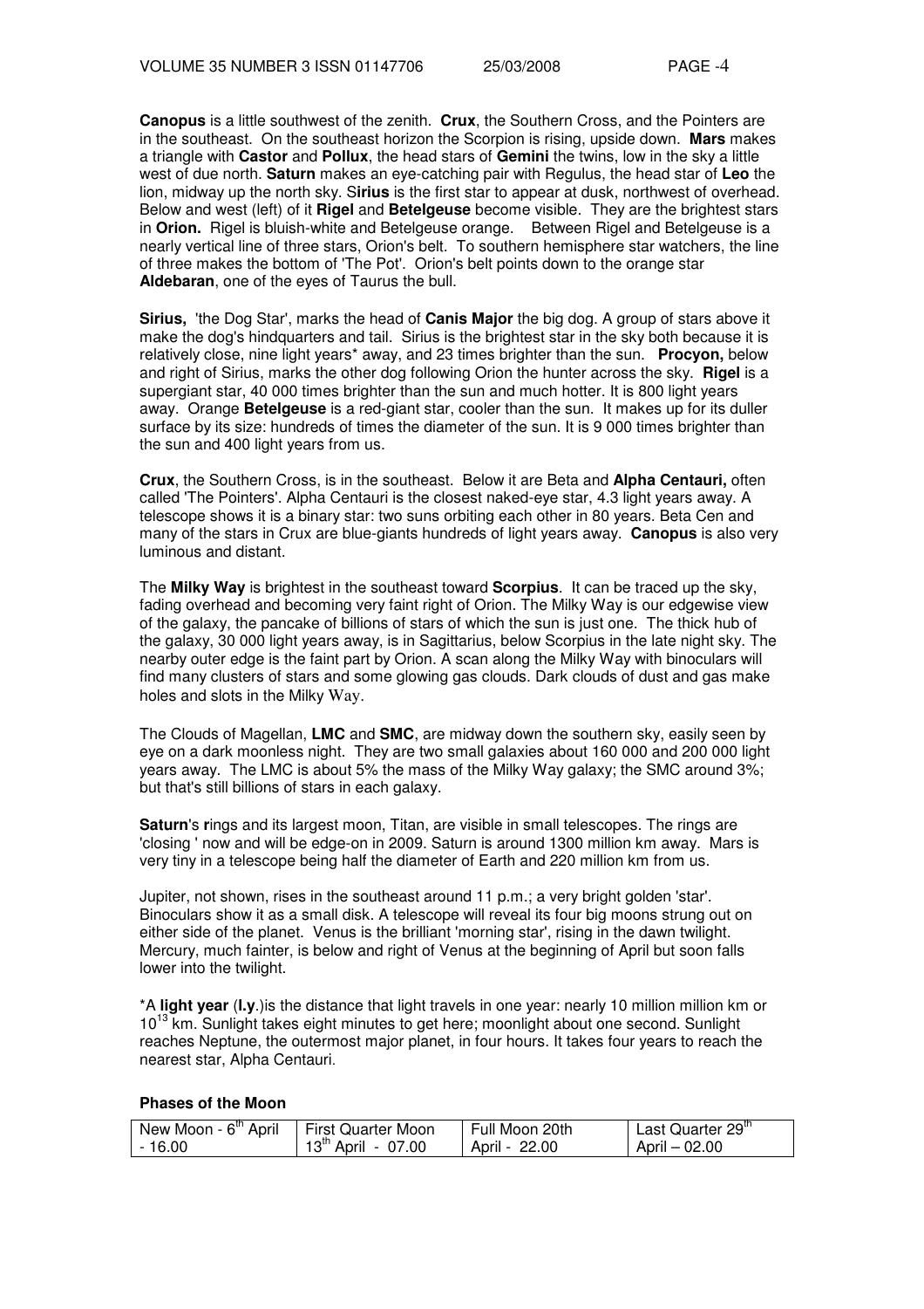**Canopus** is a little southwest of the zenith. **Crux**, the Southern Cross, and the Pointers are in the southeast. On the southeast horizon the Scorpion is rising, upside down. **Mars** makes a triangle with **Castor** and **Pollux**, the head stars of **Gemini** the twins, low in the sky a little west of due north. **Saturn** makes an eye-catching pair with Regulus, the head star of **Leo** the lion, midway up the north sky. S**irius** is the first star to appear at dusk, northwest of overhead. Below and west (left) of it **Rigel** and **Betelgeuse** become visible. They are the brightest stars in **Orion.** Rigel is bluish-white and Betelgeuse orange. Between Rigel and Betelgeuse is a nearly vertical line of three stars, Orion's belt. To southern hemisphere star watchers, the line of three makes the bottom of 'The Pot'. Orion's belt points down to the orange star **Aldebaran**, one of the eyes of Taurus the bull.

**Sirius,** 'the Dog Star', marks the head of **Canis Major** the big dog. A group of stars above it make the dog's hindquarters and tail. Sirius is the brightest star in the sky both because it is relatively close, nine light years* away, and 23 times brighter than the sun. **Procyon,** below and right of Sirius, marks the other dog following Orion the hunter across the sky. **Rigel** is a supergiant star, 40 000 times brighter than the sun and much hotter. It is 800 light years away. Orange **Betelgeuse** is a red-giant star, cooler than the sun. It makes up for its duller surface by its size: hundreds of times the diameter of the sun. It is 9 000 times brighter than the sun and 400 light years from us.

**Crux**, the Southern Cross, is in the southeast. Below it are Beta and **Alpha Centauri,** often called 'The Pointers'. Alpha Centauri is the closest naked-eye star, 4.3 light years away. A telescope shows it is a binary star: two suns orbiting each other in 80 years. Beta Cen and many of the stars in Crux are blue-giants hundreds of light years away. **Canopus** is also very luminous and distant.

The **Milky Way** is brightest in the southeast toward **Scorpius**. It can be traced up the sky, fading overhead and becoming very faint right of Orion. The Milky Way is our edgewise view of the galaxy, the pancake of billions of stars of which the sun is just one. The thick hub of the galaxy, 30 000 light years away, is in Sagittarius, below Scorpius in the late night sky. The nearby outer edge is the faint part by Orion. A scan along the Milky Way with binoculars will find many clusters of stars and some glowing gas clouds. Dark clouds of dust and gas make holes and slots in the Milky Way.

The Clouds of Magellan, **LMC** and **SMC**, are midway down the southern sky, easily seen by eye on a dark moonless night. They are two small galaxies about 160 000 and 200 000 light years away. The LMC is about 5% the mass of the Milky Way galaxy; the SMC around 3%; but that's still billions of stars in each galaxy.

**Saturn**'s **r**ings and its largest moon, Titan, are visible in small telescopes. The rings are 'closing ' now and will be edge-on in 2009. Saturn is around 1300 million km away. Mars is very tiny in a telescope being half the diameter of Earth and 220 million km from us.

Jupiter, not shown, rises in the southeast around 11 p.m.; a very bright golden 'star'. Binoculars show it as a small disk. A telescope will reveal its four big moons strung out on either side of the planet. Venus is the brilliant 'morning star', rising in the dawn twilight. Mercury, much fainter, is below and right of Venus at the beginning of April but soon falls lower into the twilight.

*A **light year** (**l.y**.)is the distance that light travels in one year: nearly 10 million million km or $10^{13}$ km. Sunlight takes eight minutes to get here; moonlight about one second. Sunlight reaches Neptune, the outermost major planet, in four hours. It takes four years to reach the nearest star, Alpha Centauri.

**Phases of the Moon**

| New Moon - 6th April - 16.00 | First Quarter Moon 13th April - 07.00 | Full Moon 20th April - 22.00 | Last Quarter 29th April – 02.00 |
|---|---|---|---|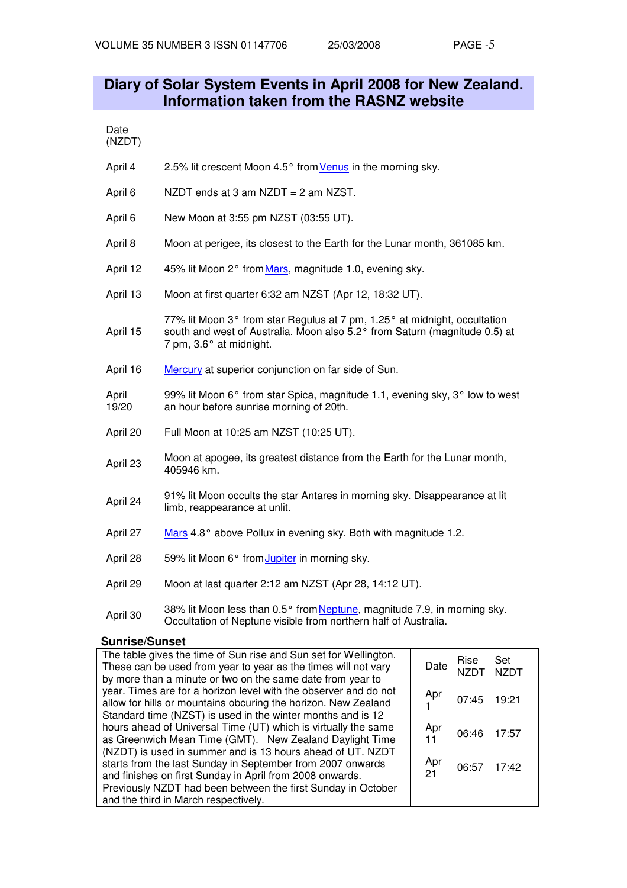# Diary of Solar System Events in April 2008 for New Zealand. Information taken from the RASNZ website

| Date (NZDT) | |
|---|---|
| April 4 | 2.5% lit crescent Moon 4.5° from Venus in the morning sky. |
| April 6 | NZDT ends at 3 am NZDT = 2 am NZST. |
| April 6 | New Moon at 3:55 pm NZST (03:55 UT). |
| April 8 | Moon at perigee, its closest to the Earth for the Lunar month, 361085 km. |
| April 12 | 45% lit Moon 2° from Mars, magnitude 1.0, evening sky. |
| April 13 | Moon at first quarter 6:32 am NZST (Apr 12, 18:32 UT). |
| April 15 | 77% lit Moon 3° from star Regulus at 7 pm, 1.25° at midnight, occultation south and west of Australia. Moon also 5.2° from Saturn (magnitude 0.5) at 7 pm, 3.6° at midnight. |
| April 16 | Mercury at superior conjunction on far side of Sun. |
| April 19/20 | 99% lit Moon 6° from star Spica, magnitude 1.1, evening sky, 3° low to west an hour before sunrise morning of 20th. |
| April 20 | Full Moon at 10:25 am NZST (10:25 UT). |
| April 23 | Moon at apogee, its greatest distance from the Earth for the Lunar month, 405946 km. |
| April 24 | 91% lit Moon occults the star Antares in morning sky. Disappearance at lit limb, reappearance at unlit. |
| April 27 | Mars 4.8° above Pollux in evening sky. Both with magnitude 1.2. |
| April 28 | 59% lit Moon 6° from Jupiter in morning sky. |
| April 29 | Moon at last quarter 2:12 am NZST (Apr 28, 14:12 UT). |
| April 30 | 38% lit Moon less than 0.5° from Neptune, magnitude 7.9, in morning sky. Occultation of Neptune visible from northern half of Australia. |

## Sunrise/Sunset

The table gives the time of Sun rise and Sun set for Wellington. These can be used from year to year as the times will not vary by more than a minute or two on the same date from year to year. Times are for a horizon level with the observer and do not allow for hills or mountains obcuring the horizon. New Zealand Standard time (NZST) is used in the winter months and is 12 hours ahead of Universal Time (UT) which is virtually the same as Greenwich Mean Time (GMT). New Zealand Daylight Time (NZDT) is used in summer and is 13 hours ahead of UT. NZDT starts from the last Sunday in September from 2007 onwards and finishes on first Sunday in April from 2008 onwards. Previously NZDT had been between the first Sunday in October and the third in March respectively.

| Date | Rise NZDT | Set NZDT |
|---|---|---|
| Apr 1 | 07:45 | 19:21 |
| Apr 11 | 06:46 | 17:57 |
| Apr 21 | 06:57 | 17:42 |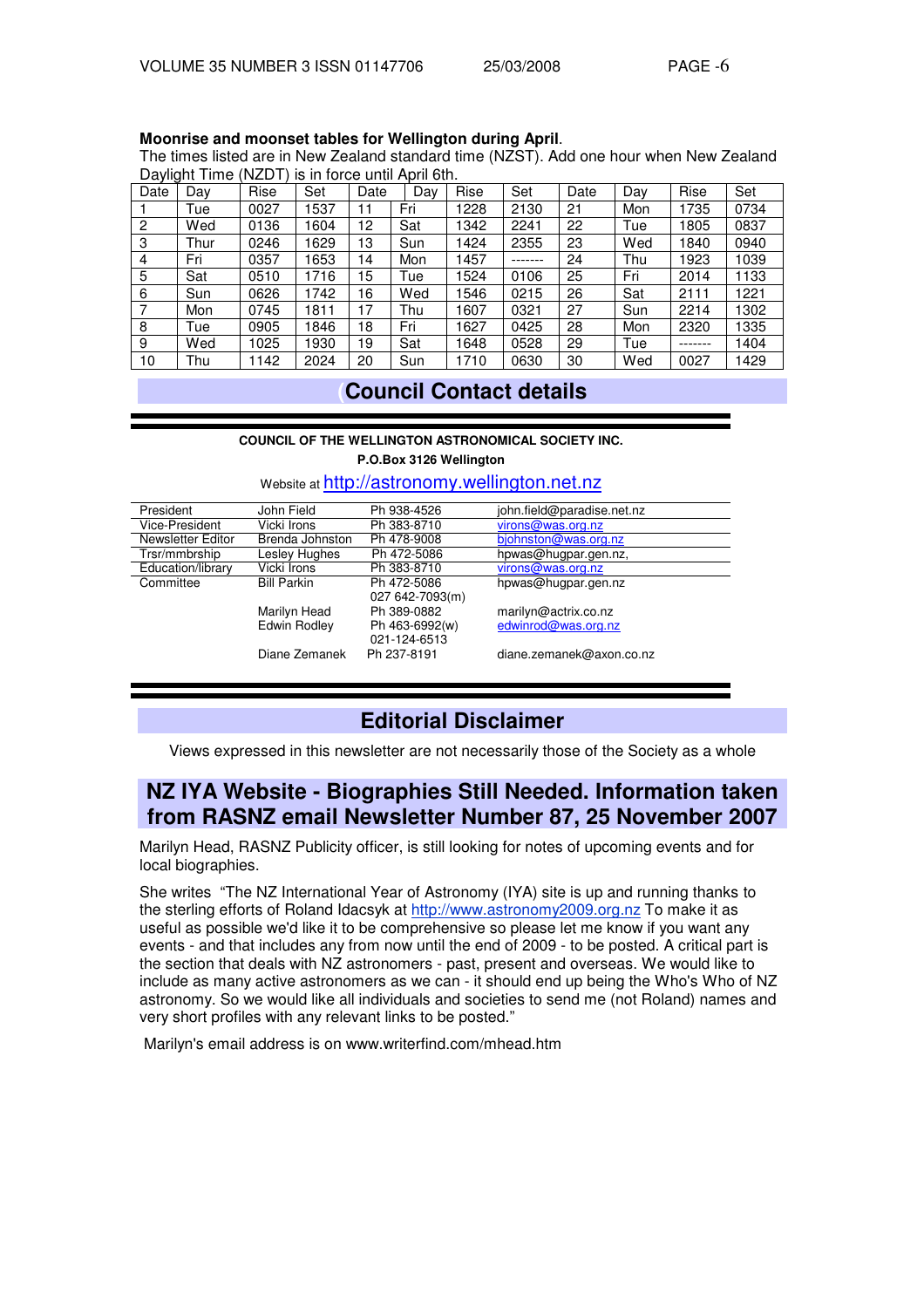**Moonrise and moonset tables for Wellington during April**.

The times listed are in New Zealand standard time (NZST). Add one hour when New Zealand Daylight Time (NZDT) is in force until April 6th.

| Date | Day | Rise | Set | Date | Day | Rise | Set | Date | Day | Rise | Set |
|---|---|---|---|---|---|---|---|---|---|---|---|
| 1 | Tue | 0027 | 1537 | 11 | Fri | 1228 | 2130 | 21 | Mon | 1735 | 0734 |
| 2 | Wed | 0136 | 1604 | 12 | Sat | 1342 | 2241 | 22 | Tue | 1805 | 0837 |
| 3 | Thur | 0246 | 1629 | 13 | Sun | 1424 | 2355 | 23 | Wed | 1840 | 0940 |
| 4 | Fri | 0357 | 1653 | 14 | Mon | 1457 | ------- | 24 | Thu | 1923 | 1039 |
| 5 | Sat | 0510 | 1716 | 15 | Tue | 1524 | 0106 | 25 | Fri | 2014 | 1133 |
| 6 | Sun | 0626 | 1742 | 16 | Wed | 1546 | 0215 | 26 | Sat | 2111 | 1221 |
| 7 | Mon | 0745 | 1811 | 17 | Thu | 1607 | 0321 | 27 | Sun | 2214 | 1302 |
| 8 | Tue | 0905 | 1846 | 18 | Fri | 1627 | 0425 | 28 | Mon | 2320 | 1335 |
| 9 | Wed | 1025 | 1930 | 19 | Sat | 1648 | 0528 | 29 | Tue | ------- | 1404 |
| 10 | Thu | 1142 | 2024 | 20 | Sun | 1710 | 0630 | 30 | Wed | 0027 | 1429 |

## Council Contact details

**COUNCIL OF THE WELLINGTON ASTRONOMICAL SOCIETY INC.**

**P.O.Box 3126 Wellington**

Website at http://astronomy.wellington.net.nz

| | | | |
|---|---|---|---|
| President | John Field | Ph 938-4526 | john.field@paradise.net.nz |
| Vice-President | Vicki Irons | Ph 383-8710 | virons@was.org.nz |
| Newsletter Editor | Brenda Johnston | Ph 478-9008 | bjohnston@was.org.nz |
| Trsr/mmbrship | Lesley Hughes | Ph 472-5086 | hpwas@hugpar.gen.nz, |
| Education/library | Vicki Irons | Ph 383-8710 | virons@was.org.nz |
| Committee | Bill Parkin | Ph 472-5086<br>027 642-7093(m) | hpwas@hugpar.gen.nz |
| | Marilyn Head | Ph 389-0882 | marilyn@actrix.co.nz |
| | Edwin Rodley | Ph 463-6992(w)<br>021-124-6513 | edwinrod@was.org.nz |
| | Diane Zemanek | Ph 237-8191 | diane.zemanek@axon.co.nz |

## Editorial Disclaimer

Views expressed in this newsletter are not necessarily those of the Society as a whole

## NZ IYA Website - Biographies Still Needed. Information taken from RASNZ email Newsletter Number 87, 25 November 2007

Marilyn Head, RASNZ Publicity officer, is still looking for notes of upcoming events and for local biographies.

She writes "The NZ International Year of Astronomy (IYA) site is up and running thanks to the sterling efforts of Roland Idacsyk at http://www.astronomy2009.org.nz To make it as useful as possible we'd like it to be comprehensive so please let me know if you want any events - and that includes any from now until the end of 2009 - to be posted. A critical part is the section that deals with NZ astronomers - past, present and overseas. We would like to include as many active astronomers as we can - it should end up being the Who's Who of NZ astronomy. So we would like all individuals and societies to send me (not Roland) names and very short profiles with any relevant links to be posted."

Marilyn's email address is on www.writerfind.com/mhead.htm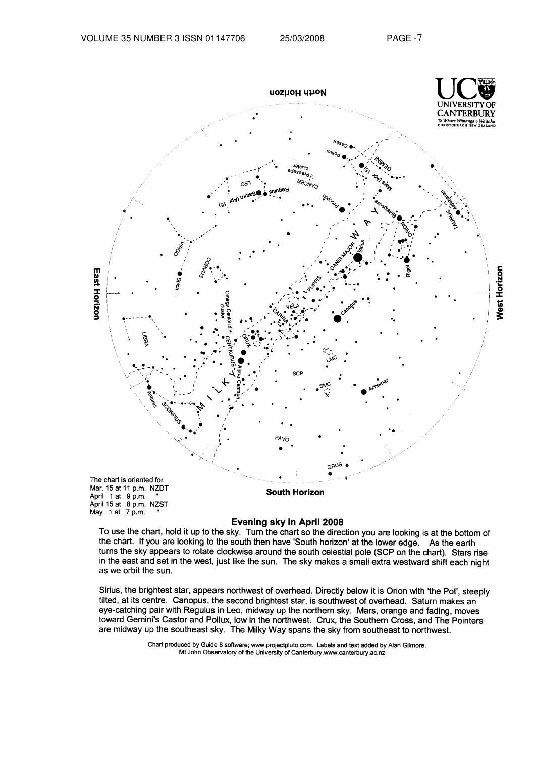The chart is oriented for
Mar. 15 at 11 p.m. NZDT
April 1 at 9 p.m. "
April 15 at 8 p.m. NZST
May 1 at 7 p.m. "

## Evening sky in April 2008

To use the chart, hold it up to the sky. Turn the chart so the direction you are looking is at the bottom of the chart. If you are looking to the south then have 'South horizon' at the lower edge. As the earth turns the sky appears to rotate clockwise around the south celestial pole (SCP on the chart). Stars rise in the east and set in the west, just like the sun. The sky makes a small extra westward shift each night as we orbit the sun.

Sirius, the brightest star, appears northwest of overhead. Directly below it is Orion with 'the Pot', steeply tilted, at its centre. Canopus, the second brightest star, is southwest of overhead. Saturn makes an eye-catching pair with Regulus in Leo, midway up the northern sky. Mars, orange and fading, moves toward Gemini's Castor and Pollux, low in the northwest. Crux, the Southern Cross, and The Pointers are midway up the southeast sky. The Milky Way spans the sky from southeast to northwest.

Chart produced by Guide 8 software; www.projectpluto.com. Labels and text added by Alan Gilmore, Mt John Observatory of the University of Canterbury.www.canterbury.ac.nz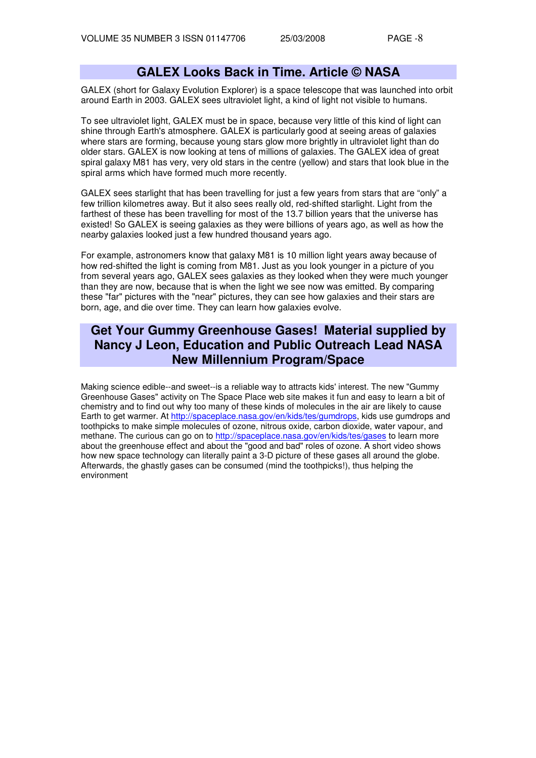## GALEX Looks Back in Time. Article © NASA

GALEX (short for Galaxy Evolution Explorer) is a space telescope that was launched into orbit around Earth in 2003. GALEX sees ultraviolet light, a kind of light not visible to humans.

To see ultraviolet light, GALEX must be in space, because very little of this kind of light can shine through Earth's atmosphere. GALEX is particularly good at seeing areas of galaxies where stars are forming, because young stars glow more brightly in ultraviolet light than do older stars. GALEX is now looking at tens of millions of galaxies. The GALEX idea of great spiral galaxy M81 has very, very old stars in the centre (yellow) and stars that look blue in the spiral arms which have formed much more recently.

GALEX sees starlight that has been travelling for just a few years from stars that are "only" a few trillion kilometres away. But it also sees really old, red-shifted starlight. Light from the farthest of these has been travelling for most of the 13.7 billion years that the universe has existed! So GALEX is seeing galaxies as they were billions of years ago, as well as how the nearby galaxies looked just a few hundred thousand years ago.

For example, astronomers know that galaxy M81 is 10 million light years away because of how red-shifted the light is coming from M81. Just as you look younger in a picture of you from several years ago, GALEX sees galaxies as they looked when they were much younger than they are now, because that is when the light we see now was emitted. By comparing these "far" pictures with the "near" pictures, they can see how galaxies and their stars are born, age, and die over time. They can learn how galaxies evolve.

## Get Your Gummy Greenhouse Gases! Material supplied by Nancy J Leon, Education and Public Outreach Lead NASA New Millennium Program/Space

Making science edible--and sweet--is a reliable way to attracts kids' interest. The new "Gummy Greenhouse Gases" activity on The Space Place web site makes it fun and easy to learn a bit of chemistry and to find out why too many of these kinds of molecules in the air are likely to cause Earth to get warmer. At http://spaceplace.nasa.gov/en/kids/tes/gumdrops, kids use gumdrops and toothpicks to make simple molecules of ozone, nitrous oxide, carbon dioxide, water vapour, and methane. The curious can go on to http://spaceplace.nasa.gov/en/kids/tes/gases to learn more about the greenhouse effect and about the "good and bad" roles of ozone. A short video shows how new space technology can literally paint a 3-D picture of these gases all around the globe. Afterwards, the ghastly gases can be consumed (mind the toothpicks!), thus helping the environment